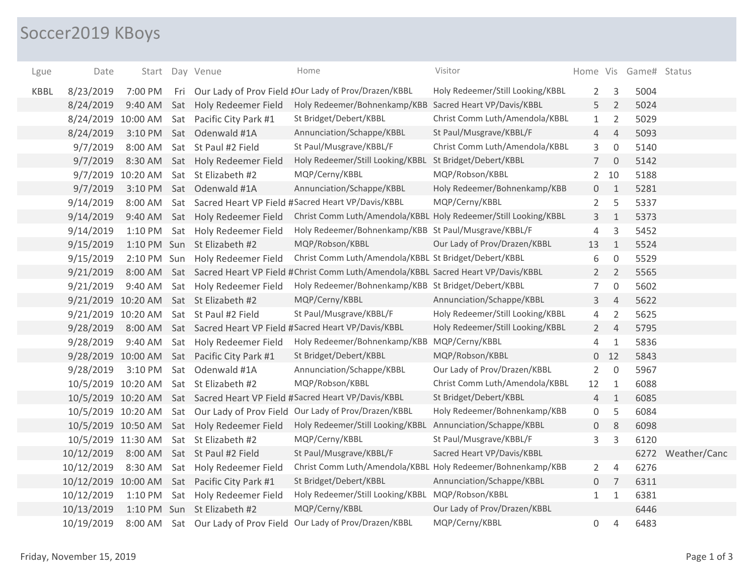# Soccer2019 KBoys

| Lgue | Date | Start | Day | Venue | Home | Visitor | Home | Vis | Game# | Status |
|---|---|---|---|---|---|---|---|---|---|---|
| KBBL | 8/23/2019 | 7:00 PM | Fri | Our Lady of Prov Field # | Our Lady of Prov/Drazen/KBBL | Holy Redeemer/Still Looking/KBBL | 2 | 3 | 5004 | |
| | 8/24/2019 | 9:40 AM | Sat | Holy Redeemer Field | Holy Redeemer/Bohnenkamp/KBB | Sacred Heart VP/Davis/KBBL | 5 | 2 | 5024 | |
| | 8/24/2019 | 10:00 AM | Sat | Pacific City Park #1 | St Bridget/Debert/KBBL | Christ Comm Luth/Amendola/KBBL | 1 | 2 | 5029 | |
| | 8/24/2019 | 3:10 PM | Sat | Odenwald #1A | Annunciation/Schappe/KBBL | St Paul/Musgrave/KBBL/F | 4 | 4 | 5093 | |
| | 9/7/2019 | 8:00 AM | Sat | St Paul #2 Field | St Paul/Musgrave/KBBL/F | Christ Comm Luth/Amendola/KBBL | 3 | 0 | 5140 | |
| | 9/7/2019 | 8:30 AM | Sat | Holy Redeemer Field | Holy Redeemer/Still Looking/KBBL | St Bridget/Debert/KBBL | 7 | 0 | 5142 | |
| | 9/7/2019 | 10:20 AM | Sat | St Elizabeth #2 | MQP/Cerny/KBBL | MQP/Robson/KBBL | 2 | 10 | 5188 | |
| | 9/7/2019 | 3:10 PM | Sat | Odenwald #1A | Annunciation/Schappe/KBBL | Holy Redeemer/Bohnenkamp/KBB | 0 | 1 | 5281 | |
| | 9/14/2019 | 8:00 AM | Sat | Sacred Heart VP Field # | Sacred Heart VP/Davis/KBBL | MQP/Cerny/KBBL | 2 | 5 | 5337 | |
| | 9/14/2019 | 9:40 AM | Sat | Holy Redeemer Field | Christ Comm Luth/Amendola/KBBL | Holy Redeemer/Still Looking/KBBL | 3 | 1 | 5373 | |
| | 9/14/2019 | 1:10 PM | Sat | Holy Redeemer Field | Holy Redeemer/Bohnenkamp/KBB | St Paul/Musgrave/KBBL/F | 4 | 3 | 5452 | |
| | 9/15/2019 | 1:10 PM | Sun | St Elizabeth #2 | MQP/Robson/KBBL | Our Lady of Prov/Drazen/KBBL | 13 | 1 | 5524 | |
| | 9/15/2019 | 2:10 PM | Sun | Holy Redeemer Field | Christ Comm Luth/Amendola/KBBL | St Bridget/Debert/KBBL | 6 | 0 | 5529 | |
| | 9/21/2019 | 8:00 AM | Sat | Sacred Heart VP Field # | Christ Comm Luth/Amendola/KBBL | Sacred Heart VP/Davis/KBBL | 2 | 2 | 5565 | |
| | 9/21/2019 | 9:40 AM | Sat | Holy Redeemer Field | Holy Redeemer/Bohnenkamp/KBB | St Bridget/Debert/KBBL | 7 | 0 | 5602 | |
| | 9/21/2019 | 10:20 AM | Sat | St Elizabeth #2 | MQP/Cerny/KBBL | Annunciation/Schappe/KBBL | 3 | 4 | 5622 | |
| | 9/21/2019 | 10:20 AM | Sat | St Paul #2 Field | St Paul/Musgrave/KBBL/F | Holy Redeemer/Still Looking/KBBL | 4 | 2 | 5625 | |
| | 9/28/2019 | 8:00 AM | Sat | Sacred Heart VP Field # | Sacred Heart VP/Davis/KBBL | Holy Redeemer/Still Looking/KBBL | 2 | 4 | 5795 | |
| | 9/28/2019 | 9:40 AM | Sat | Holy Redeemer Field | Holy Redeemer/Bohnenkamp/KBB | MQP/Cerny/KBBL | 4 | 1 | 5836 | |
| | 9/28/2019 | 10:00 AM | Sat | Pacific City Park #1 | St Bridget/Debert/KBBL | MQP/Robson/KBBL | 0 | 12 | 5843 | |
| | 9/28/2019 | 3:10 PM | Sat | Odenwald #1A | Annunciation/Schappe/KBBL | Our Lady of Prov/Drazen/KBBL | 2 | 0 | 5967 | |
| | 10/5/2019 | 10:20 AM | Sat | St Elizabeth #2 | MQP/Robson/KBBL | Christ Comm Luth/Amendola/KBBL | 12 | 1 | 6088 | |
| | 10/5/2019 | 10:20 AM | Sat | Sacred Heart VP Field # | Sacred Heart VP/Davis/KBBL | St Bridget/Debert/KBBL | 4 | 1 | 6085 | |
| | 10/5/2019 | 10:20 AM | Sat | Our Lady of Prov Field | Our Lady of Prov/Drazen/KBBL | Holy Redeemer/Bohnenkamp/KBB | 0 | 5 | 6084 | |
| | 10/5/2019 | 10:50 AM | Sat | Holy Redeemer Field | Holy Redeemer/Still Looking/KBBL | Annunciation/Schappe/KBBL | 0 | 8 | 6098 | |
| | 10/5/2019 | 11:30 AM | Sat | St Elizabeth #2 | MQP/Cerny/KBBL | St Paul/Musgrave/KBBL/F | 3 | 3 | 6120 | |
| | 10/12/2019 | 8:00 AM | Sat | St Paul #2 Field | St Paul/Musgrave/KBBL/F | Sacred Heart VP/Davis/KBBL | | | 6272 | Weather/Canc |
| | 10/12/2019 | 8:30 AM | Sat | Holy Redeemer Field | Christ Comm Luth/Amendola/KBBL | Holy Redeemer/Bohnenkamp/KBB | 2 | 4 | 6276 | |
| | 10/12/2019 | 10:00 AM | Sat | Pacific City Park #1 | St Bridget/Debert/KBBL | Annunciation/Schappe/KBBL | 0 | 7 | 6311 | |
| | 10/12/2019 | 1:10 PM | Sat | Holy Redeemer Field | Holy Redeemer/Still Looking/KBBL | MQP/Robson/KBBL | 1 | 1 | 6381 | |
| | 10/13/2019 | 1:10 PM | Sun | St Elizabeth #2 | MQP/Cerny/KBBL | Our Lady of Prov/Drazen/KBBL | | | 6446 | |
| | 10/19/2019 | 8:00 AM | Sat | Our Lady of Prov Field | Our Lady of Prov/Drazen/KBBL | MQP/Cerny/KBBL | 0 | 4 | 6483 | |

Friday, November 15, 2019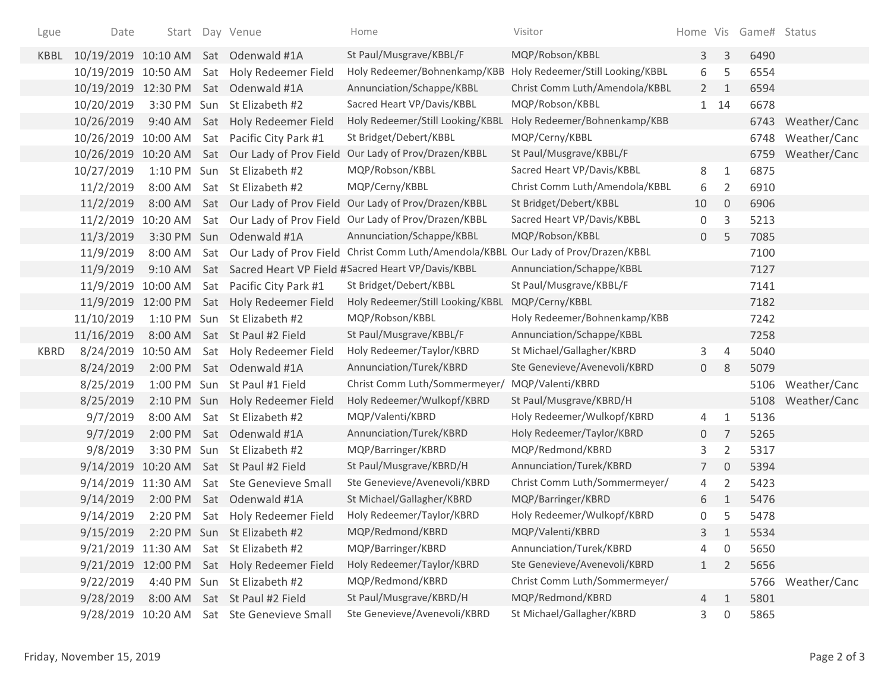| Lgue | Date | Start | Day | Venue | Home | Visitor | Home | Vis | Game# | Status |
|---|---|---|---|---|---|---|---|---|---|---|
| KBBL | 10/19/2019 | 10:10 AM | Sat | Odenwald #1A | St Paul/Musgrave/KBBL/F | MQP/Robson/KBBL | 3 | 3 | 6490 | |
| | 10/19/2019 | 10:50 AM | Sat | Holy Redeemer Field | Holy Redeemer/Bohnenkamp/KBB | Holy Redeemer/Still Looking/KBBL | 6 | 5 | 6554 | |
| | 10/19/2019 | 12:30 PM | Sat | Odenwald #1A | Annunciation/Schappe/KBBL | Christ Comm Luth/Amendola/KBBL | 2 | 1 | 6594 | |
| | 10/20/2019 | 3:30 PM | Sun | St Elizabeth #2 | Sacred Heart VP/Davis/KBBL | MQP/Robson/KBBL | 1 | 14 | 6678 | |
| | 10/26/2019 | 9:40 AM | Sat | Holy Redeemer Field | Holy Redeemer/Still Looking/KBBL | Holy Redeemer/Bohnenkamp/KBB | | | 6743 | Weather/Canc |
| | 10/26/2019 | 10:00 AM | Sat | Pacific City Park #1 | St Bridget/Debert/KBBL | MQP/Cerny/KBBL | | | 6748 | Weather/Canc |
| | 10/26/2019 | 10:20 AM | Sat | Our Lady of Prov Field | Our Lady of Prov/Drazen/KBBL | St Paul/Musgrave/KBBL/F | | | 6759 | Weather/Canc |
| | 10/27/2019 | 1:10 PM | Sun | St Elizabeth #2 | MQP/Robson/KBBL | Sacred Heart VP/Davis/KBBL | 8 | 1 | 6875 | |
| | 11/2/2019 | 8:00 AM | Sat | St Elizabeth #2 | MQP/Cerny/KBBL | Christ Comm Luth/Amendola/KBBL | 6 | 2 | 6910 | |
| | 11/2/2019 | 8:00 AM | Sat | Our Lady of Prov Field | Our Lady of Prov/Drazen/KBBL | St Bridget/Debert/KBBL | 10 | 0 | 6906 | |
| | 11/2/2019 | 10:20 AM | Sat | Our Lady of Prov Field | Our Lady of Prov/Drazen/KBBL | Sacred Heart VP/Davis/KBBL | 0 | 3 | 5213 | |
| | 11/3/2019 | 3:30 PM | Sun | Odenwald #1A | Annunciation/Schappe/KBBL | MQP/Robson/KBBL | 0 | 5 | 7085 | |
| | 11/9/2019 | 8:00 AM | Sat | Our Lady of Prov Field | Christ Comm Luth/Amendola/KBBL | Our Lady of Prov/Drazen/KBBL | | | 7100 | |
| | 11/9/2019 | 9:10 AM | Sat | Sacred Heart VP Field # | Sacred Heart VP/Davis/KBBL | Annunciation/Schappe/KBBL | | | 7127 | |
| | 11/9/2019 | 10:00 AM | Sat | Pacific City Park #1 | St Bridget/Debert/KBBL | St Paul/Musgrave/KBBL/F | | | 7141 | |
| | 11/9/2019 | 12:00 PM | Sat | Holy Redeemer Field | Holy Redeemer/Still Looking/KBBL | MQP/Cerny/KBBL | | | 7182 | |
| | 11/10/2019 | 1:10 PM | Sun | St Elizabeth #2 | MQP/Robson/KBBL | Holy Redeemer/Bohnenkamp/KBB | | | 7242 | |
| | 11/16/2019 | 8:00 AM | Sat | St Paul #2 Field | St Paul/Musgrave/KBBL/F | Annunciation/Schappe/KBBL | | | 7258 | |
| KBRD | 8/24/2019 | 10:50 AM | Sat | Holy Redeemer Field | Holy Redeemer/Taylor/KBRD | St Michael/Gallagher/KBRD | 3 | 4 | 5040 | |
| | 8/24/2019 | 2:00 PM | Sat | Odenwald #1A | Annunciation/Turek/KBRD | Ste Genevieve/Avenevoli/KBRD | 0 | 8 | 5079 | |
| | 8/25/2019 | 1:00 PM | Sun | St Paul #1 Field | Christ Comm Luth/Sommermeyer/ | MQP/Valenti/KBRD | | | 5106 | Weather/Canc |
| | 8/25/2019 | 2:10 PM | Sun | Holy Redeemer Field | Holy Redeemer/Wulkopf/KBRD | St Paul/Musgrave/KBRD/H | | | 5108 | Weather/Canc |
| | 9/7/2019 | 8:00 AM | Sat | St Elizabeth #2 | MQP/Valenti/KBRD | Holy Redeemer/Wulkopf/KBRD | 4 | 1 | 5136 | |
| | 9/7/2019 | 2:00 PM | Sat | Odenwald #1A | Annunciation/Turek/KBRD | Holy Redeemer/Taylor/KBRD | 0 | 7 | 5265 | |
| | 9/8/2019 | 3:30 PM | Sun | St Elizabeth #2 | MQP/Barringer/KBRD | MQP/Redmond/KBRD | 3 | 2 | 5317 | |
| | 9/14/2019 | 10:20 AM | Sat | St Paul #2 Field | St Paul/Musgrave/KBRD/H | Annunciation/Turek/KBRD | 7 | 0 | 5394 | |
| | 9/14/2019 | 11:30 AM | Sat | Ste Genevieve Small | Ste Genevieve/Avenevoli/KBRD | Christ Comm Luth/Sommermeyer/ | 4 | 2 | 5423 | |
| | 9/14/2019 | 2:00 PM | Sat | Odenwald #1A | St Michael/Gallagher/KBRD | MQP/Barringer/KBRD | 6 | 1 | 5476 | |
| | 9/14/2019 | 2:20 PM | Sat | Holy Redeemer Field | Holy Redeemer/Taylor/KBRD | Holy Redeemer/Wulkopf/KBRD | 0 | 5 | 5478 | |
| | 9/15/2019 | 2:20 PM | Sun | St Elizabeth #2 | MQP/Redmond/KBRD | MQP/Valenti/KBRD | 3 | 1 | 5534 | |
| | 9/21/2019 | 11:30 AM | Sat | St Elizabeth #2 | MQP/Barringer/KBRD | Annunciation/Turek/KBRD | 4 | 0 | 5650 | |
| | 9/21/2019 | 12:00 PM | Sat | Holy Redeemer Field | Holy Redeemer/Taylor/KBRD | Ste Genevieve/Avenevoli/KBRD | 1 | 2 | 5656 | |
| | 9/22/2019 | 4:40 PM | Sun | St Elizabeth #2 | MQP/Redmond/KBRD | Christ Comm Luth/Sommermeyer/ | | | 5766 | Weather/Canc |
| | 9/28/2019 | 8:00 AM | Sat | St Paul #2 Field | St Paul/Musgrave/KBRD/H | MQP/Redmond/KBRD | 4 | 1 | 5801 | |
| | 9/28/2019 | 10:20 AM | Sat | Ste Genevieve Small | Ste Genevieve/Avenevoli/KBRD | St Michael/Gallagher/KBRD | 3 | 0 | 5865 | |

Friday, November 15, 2019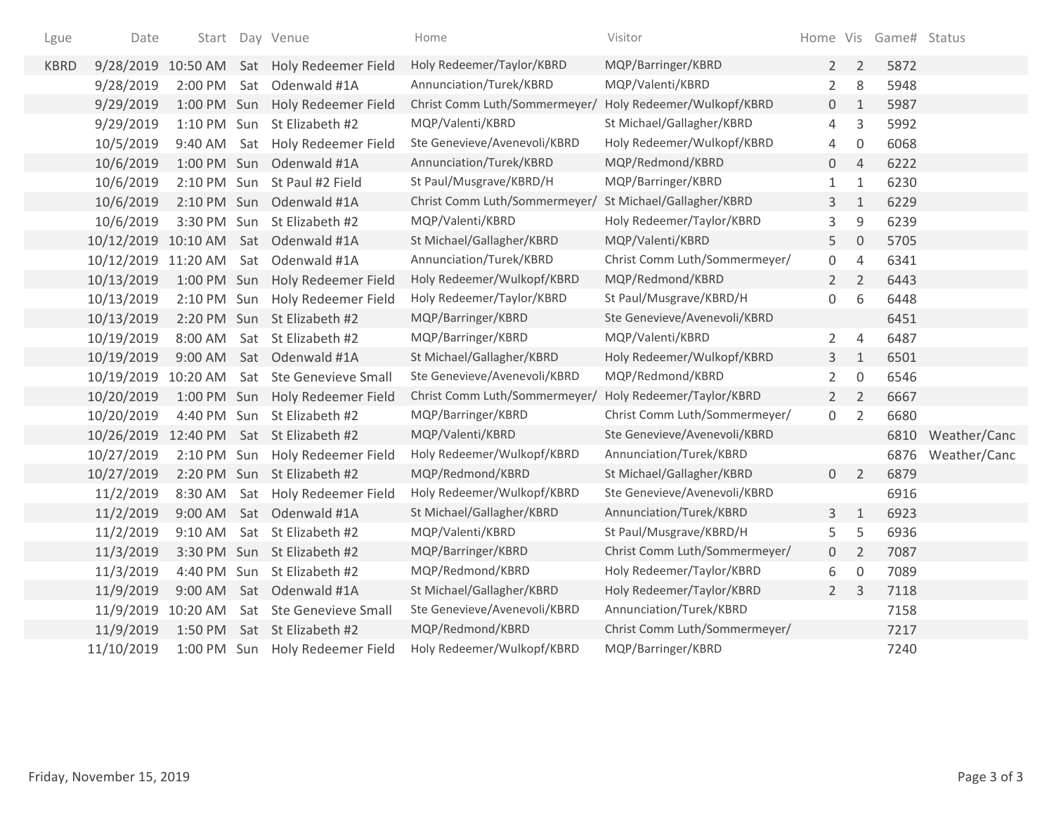| Lgue | Date | Start | Day | Venue | Home | Visitor | Home | Vis | Game# | Status |
|---|---|---|---|---|---|---|---|---|---|---|
| KBRD | 9/28/2019 | 10:50 AM | Sat | Holy Redeemer Field | Holy Redeemer/Taylor/KBRD | MQP/Barringer/KBRD | 2 | 2 | 5872 | |
| | 9/28/2019 | 2:00 PM | Sat | Odenwald #1A | Annunciation/Turek/KBRD | MQP/Valenti/KBRD | 2 | 8 | 5948 | |
| | 9/29/2019 | 1:00 PM | Sun | Holy Redeemer Field | Christ Comm Luth/Sommermeyer/ | Holy Redeemer/Wulkopf/KBRD | 0 | 1 | 5987 | |
| | 9/29/2019 | 1:10 PM | Sun | St Elizabeth #2 | MQP/Valenti/KBRD | St Michael/Gallagher/KBRD | 4 | 3 | 5992 | |
| | 10/5/2019 | 9:40 AM | Sat | Holy Redeemer Field | Ste Genevieve/Avenevoli/KBRD | Holy Redeemer/Wulkopf/KBRD | 4 | 0 | 6068 | |
| | 10/6/2019 | 1:00 PM | Sun | Odenwald #1A | Annunciation/Turek/KBRD | MQP/Redmond/KBRD | 0 | 4 | 6222 | |
| | 10/6/2019 | 2:10 PM | Sun | St Paul #2 Field | St Paul/Musgrave/KBRD/H | MQP/Barringer/KBRD | 1 | 1 | 6230 | |
| | 10/6/2019 | 2:10 PM | Sun | Odenwald #1A | Christ Comm Luth/Sommermeyer/ | St Michael/Gallagher/KBRD | 3 | 1 | 6229 | |
| | 10/6/2019 | 3:30 PM | Sun | St Elizabeth #2 | MQP/Valenti/KBRD | Holy Redeemer/Taylor/KBRD | 3 | 9 | 6239 | |
| | 10/12/2019 | 10:10 AM | Sat | Odenwald #1A | St Michael/Gallagher/KBRD | MQP/Valenti/KBRD | 5 | 0 | 5705 | |
| | 10/12/2019 | 11:20 AM | Sat | Odenwald #1A | Annunciation/Turek/KBRD | Christ Comm Luth/Sommermeyer/ | 0 | 4 | 6341 | |
| | 10/13/2019 | 1:00 PM | Sun | Holy Redeemer Field | Holy Redeemer/Wulkopf/KBRD | MQP/Redmond/KBRD | 2 | 2 | 6443 | |
| | 10/13/2019 | 2:10 PM | Sun | Holy Redeemer Field | Holy Redeemer/Taylor/KBRD | St Paul/Musgrave/KBRD/H | 0 | 6 | 6448 | |
| | 10/13/2019 | 2:20 PM | Sun | St Elizabeth #2 | MQP/Barringer/KBRD | Ste Genevieve/Avenevoli/KBRD | | | 6451 | |
| | 10/19/2019 | 8:00 AM | Sat | St Elizabeth #2 | MQP/Barringer/KBRD | MQP/Valenti/KBRD | 2 | 4 | 6487 | |
| | 10/19/2019 | 9:00 AM | Sat | Odenwald #1A | St Michael/Gallagher/KBRD | Holy Redeemer/Wulkopf/KBRD | 3 | 1 | 6501 | |
| | 10/19/2019 | 10:20 AM | Sat | Ste Genevieve Small | Ste Genevieve/Avenevoli/KBRD | MQP/Redmond/KBRD | 2 | 0 | 6546 | |
| | 10/20/2019 | 1:00 PM | Sun | Holy Redeemer Field | Christ Comm Luth/Sommermeyer/ | Holy Redeemer/Taylor/KBRD | 2 | 2 | 6667 | |
| | 10/20/2019 | 4:40 PM | Sun | St Elizabeth #2 | MQP/Barringer/KBRD | Christ Comm Luth/Sommermeyer/ | 0 | 2 | 6680 | |
| | 10/26/2019 | 12:40 PM | Sat | St Elizabeth #2 | MQP/Valenti/KBRD | Ste Genevieve/Avenevoli/KBRD | | | 6810 | Weather/Canc |
| | 10/27/2019 | 2:10 PM | Sun | Holy Redeemer Field | Holy Redeemer/Wulkopf/KBRD | Annunciation/Turek/KBRD | | | 6876 | Weather/Canc |
| | 10/27/2019 | 2:20 PM | Sun | St Elizabeth #2 | MQP/Redmond/KBRD | St Michael/Gallagher/KBRD | 0 | 2 | 6879 | |
| | 11/2/2019 | 8:30 AM | Sat | Holy Redeemer Field | Holy Redeemer/Wulkopf/KBRD | Ste Genevieve/Avenevoli/KBRD | | | 6916 | |
| | 11/2/2019 | 9:00 AM | Sat | Odenwald #1A | St Michael/Gallagher/KBRD | Annunciation/Turek/KBRD | 3 | 1 | 6923 | |
| | 11/2/2019 | 9:10 AM | Sat | St Elizabeth #2 | MQP/Valenti/KBRD | St Paul/Musgrave/KBRD/H | 5 | 5 | 6936 | |
| | 11/3/2019 | 3:30 PM | Sun | St Elizabeth #2 | MQP/Barringer/KBRD | Christ Comm Luth/Sommermeyer/ | 0 | 2 | 7087 | |
| | 11/3/2019 | 4:40 PM | Sun | St Elizabeth #2 | MQP/Redmond/KBRD | Holy Redeemer/Taylor/KBRD | 6 | 0 | 7089 | |
| | 11/9/2019 | 9:00 AM | Sat | Odenwald #1A | St Michael/Gallagher/KBRD | Holy Redeemer/Taylor/KBRD | 2 | 3 | 7118 | |
| | 11/9/2019 | 10:20 AM | Sat | Ste Genevieve Small | Ste Genevieve/Avenevoli/KBRD | Annunciation/Turek/KBRD | | | 7158 | |
| | 11/9/2019 | 1:50 PM | Sat | St Elizabeth #2 | MQP/Redmond/KBRD | Christ Comm Luth/Sommermeyer/ | | | 7217 | |
| | 11/10/2019 | 1:00 PM | Sun | Holy Redeemer Field | Holy Redeemer/Wulkopf/KBRD | MQP/Barringer/KBRD | | | 7240 | |

Friday, November 15, 2019